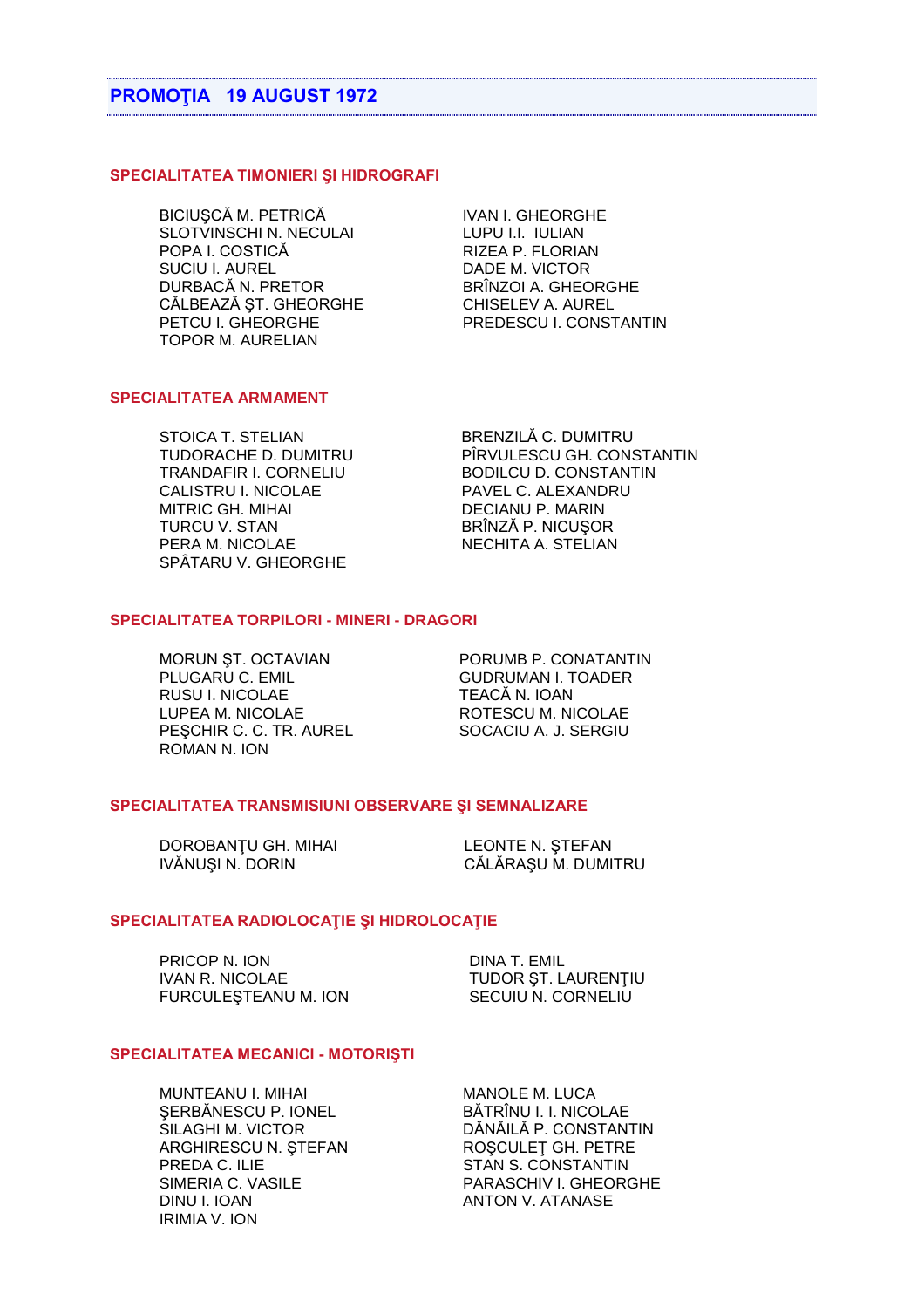## PROMOŢIA 19 AUGUST 1972

### SPECIALITATEA TIMONIERI ŞI HIDROGRAFI

BICIUŞCĂ M. PETRICĂ
SLOTVINSCHI N. NECULAI
POPA I. COSTICĂ
SUCIU I. AUREL
DURBACĂ N. PRETOR
CĂLBEAZĂ ŞT. GHEORGHE
PETCU I. GHEORGHE
TOPOR M. AURELIAN
IVAN I. GHEORGHE
LUPU I.I. IULIAN
RIZEA P. FLORIAN
DADE M. VICTOR
BRÎNZOI A. GHEORGHE
CHISELEV A. AUREL
PREDESCU I. CONSTANTIN

### SPECIALITATEA ARMAMENT

STOICA T. STELIAN
TUDORACHE D. DUMITRU
TRANDAFIR I. CORNELIU
CALISTRU I. NICOLAE
MITRIC GH. MIHAI
TURCU V. STAN
PERA M. NICOLAE
SPÂTARU V. GHEORGHE
BRENZILĂ C. DUMITRU
PÎRVULESCU GH. CONSTANTIN
BODILCU D. CONSTANTIN
PAVEL C. ALEXANDRU
DECIANU P. MARIN
BRÎNZĂ P. NICUŞOR
NECHITA A. STELIAN

### SPECIALITATEA TORPILORI - MINERI - DRAGORI

MORUN ŞT. OCTAVIAN
PLUGARU C. EMIL
RUSU I. NICOLAE
LUPEA M. NICOLAE
PEŞCHIR C. C. TR. AUREL
ROMAN N. ION
PORUMB P. CONATANTIN
GUDRUMAN I. TOADER
TEACĂ N. IOAN
ROTESCU M. NICOLAE
SOCACIU A. J. SERGIU

### SPECIALITATEA TRANSMISIUNI OBSERVARE ŞI SEMNALIZARE

DOROBANŢU GH. MIHAI
IVĂNUŞI N. DORIN
LEONTE N. ŞTEFAN
CĂLĂRAŞU M. DUMITRU

### SPECIALITATEA RADIOLOCAŢIE ŞI HIDROLOCAŢIE

PRICOP N. ION
IVAN R. NICOLAE
FURCULEŞTEANU M. ION
DINA T. EMIL
TUDOR ŞT. LAURENŢIU
SECUIU N. CORNELIU

### SPECIALITATEA MECANICI - MOTORIŞTI

MUNTEANU I. MIHAI
ŞERBĂNESCU P. IONEL
SILAGHI M. VICTOR
ARGHIRESCU N. ŞTEFAN
PREDA C. ILIE
SIMERIA C. VASILE
DINU I. IOAN
IRIMIA V. ION
MANOLE M. LUCA
BĂTRÎNU I. I. NICOLAE
DĂNĂILĂ P. CONSTANTIN
ROŞCULEŢ GH. PETRE
STAN S. CONSTANTIN
PARASCHIV I. GHEORGHE
ANTON V. ATANASE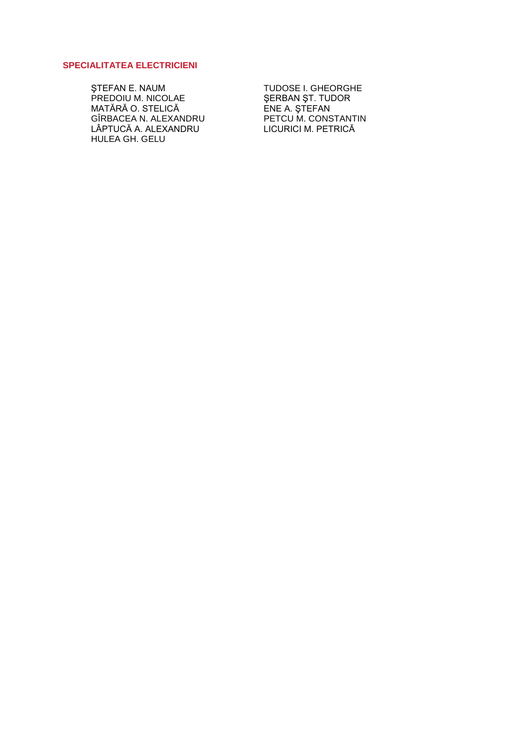**SPECIALITATEA ELECTRICIENI**

ŞTEFAN E. NAUM
PREDOIU M. NICOLAE
MATĂRĂ O. STELICĂ
GÎRBACEA N. ALEXANDRU
LÂPTUCĂ A. ALEXANDRU
HULEA GH. GELU

TUDOSE I. GHEORGHE
ŞERBAN ŞT. TUDOR
ENE A. ŞTEFAN
PETCU M. CONSTANTIN
LICURICI M. PETRICĂ